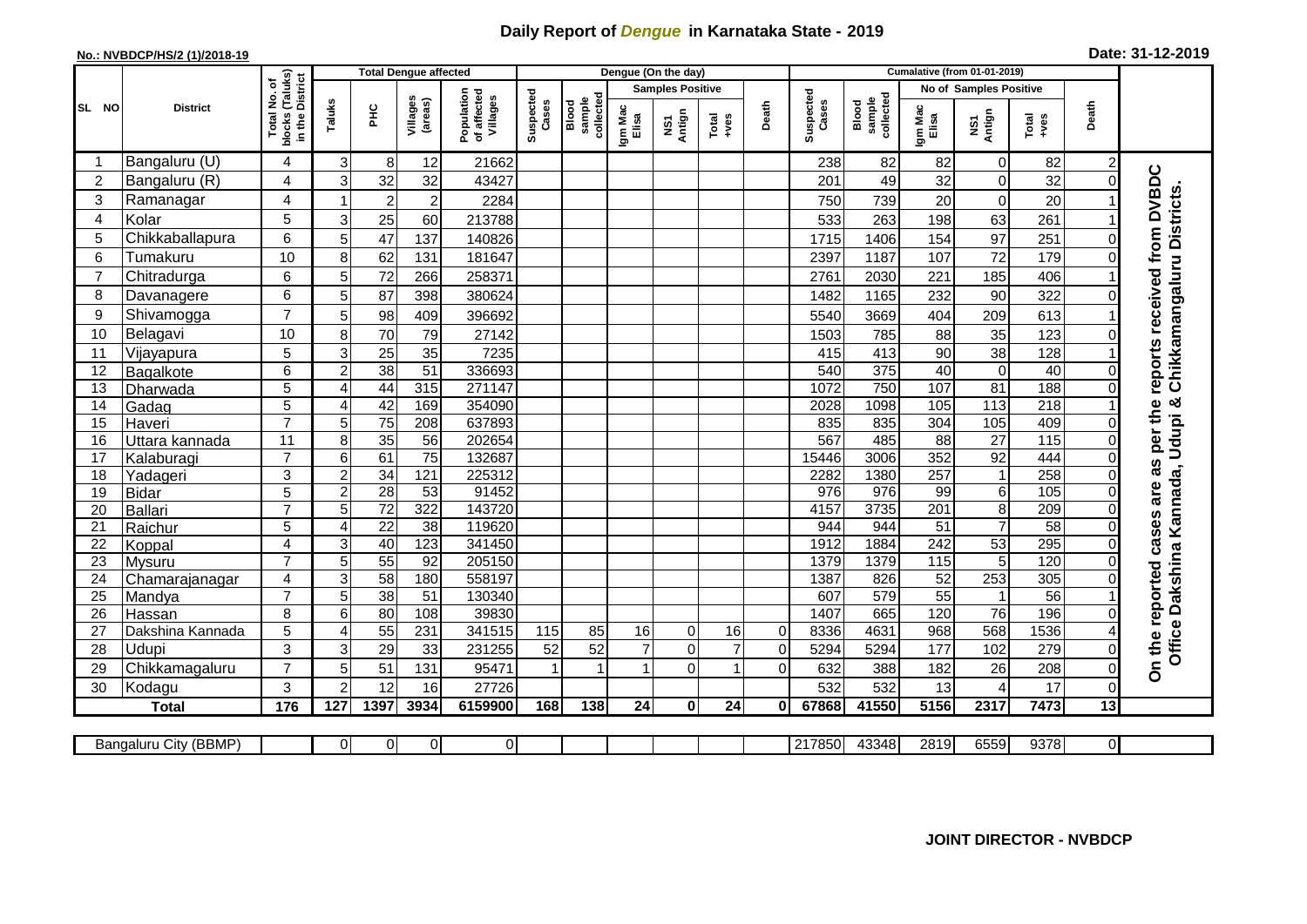# Daily Report of *Dengue* in Karnataka State - 2019

**No.: NVBDCP/HS/2 (1)/2018-19**

**Date: 31-12-2019**

| SL NO | District | Total No. of blocks (Taluks) in the District | Total Dengue affected | | | | Dengue (On the day) | | | | | | | Cumalative (from 01-01-2019) | | | | | | | |
|---|---|---|---|---|---|---|---|---|---|---|---|---|---|---|---|---|---|---|---|---|
| | | | Taluks | PHC | Villages (areas) | Population of affected Villages | Suspected Cases | Blood sample collected | Samples Positive | | | Death | Suspected Cases | Blood sample collected | No of Samples Positive | | | Death | |
| | | | | | | | | | Igm Mac Elisa | NS1 Antign | Total +ves | | | | Igm Mac Elisa | NS1 Antign | Total +ves | | |
| 1 | Bangaluru (U) | 4 | 3 | 8 | 12 | 21662 | | | | | | | 238 | 82 | 82 | 0 | 82 | 2 | On the reported cases are as per the reports received from DVBDC Office Dakshina Kannada, Udupi & Chikkamangaluru Districts. |
| 2 | Bangaluru (R) | 4 | 3 | 32 | 32 | 43427 | | | | | | | 201 | 49 | 32 | 0 | 32 | 0 | |
| 3 | Ramanagar | 4 | 1 | 2 | 2 | 2284 | | | | | | | 750 | 739 | 20 | 0 | 20 | 1 | |
| 4 | Kolar | 5 | 3 | 25 | 60 | 213788 | | | | | | | 533 | 263 | 198 | 63 | 261 | 1 | |
| 5 | Chikkaballapura | 6 | 5 | 47 | 137 | 140826 | | | | | | | 1715 | 1406 | 154 | 97 | 251 | 0 | |
| 6 | Tumakuru | 10 | 8 | 62 | 131 | 181647 | | | | | | | 2397 | 1187 | 107 | 72 | 179 | 0 | |
| 7 | Chitradurga | 6 | 5 | 72 | 266 | 258371 | | | | | | | 2761 | 2030 | 221 | 185 | 406 | 1 | |
| 8 | Davanagere | 6 | 5 | 87 | 398 | 380624 | | | | | | | 1482 | 1165 | 232 | 90 | 322 | 0 | |
| 9 | Shivamogga | 7 | 5 | 98 | 409 | 396692 | | | | | | | 5540 | 3669 | 404 | 209 | 613 | 1 | |
| 10 | Belagavi | 10 | 8 | 70 | 79 | 27142 | | | | | | | 1503 | 785 | 88 | 35 | 123 | 0 | |
| 11 | Vijayapura | 5 | 3 | 25 | 35 | 7235 | | | | | | | 415 | 413 | 90 | 38 | 128 | 1 | |
| 12 | Bagalkote | 6 | 2 | 38 | 51 | 336693 | | | | | | | 540 | 375 | 40 | 0 | 40 | 0 | |
| 13 | Dharwada | 5 | 4 | 44 | 315 | 271147 | | | | | | | 1072 | 750 | 107 | 81 | 188 | 0 | |
| 14 | Gadag | 5 | 4 | 42 | 169 | 354090 | | | | | | | 2028 | 1098 | 105 | 113 | 218 | 1 | |
| 15 | Haveri | 7 | 5 | 75 | 208 | 637893 | | | | | | | 835 | 835 | 304 | 105 | 409 | 0 | |
| 16 | Uttara kannada | 11 | 8 | 35 | 56 | 202654 | | | | | | | 567 | 485 | 88 | 27 | 115 | 0 | |
| 17 | Kalaburagi | 7 | 6 | 61 | 75 | 132687 | | | | | | | 15446 | 3006 | 352 | 92 | 444 | 0 | |
| 18 | Yadageri | 3 | 2 | 34 | 121 | 225312 | | | | | | | 2282 | 1380 | 257 | 1 | 258 | 0 | |
| 19 | Bidar | 5 | 2 | 28 | 53 | 91452 | | | | | | | 976 | 976 | 99 | 6 | 105 | 0 | |
| 20 | Ballari | 7 | 5 | 72 | 322 | 143720 | | | | | | | 4157 | 3735 | 201 | 8 | 209 | 0 | |
| 21 | Raichur | 5 | 4 | 22 | 38 | 119620 | | | | | | | 944 | 944 | 51 | 7 | 58 | 0 | |
| 22 | Koppal | 4 | 3 | 40 | 123 | 341450 | | | | | | | 1912 | 1884 | 242 | 53 | 295 | 0 | |
| 23 | Mysuru | 7 | 5 | 55 | 92 | 205150 | | | | | | | 1379 | 1379 | 115 | 5 | 120 | 0 | |
| 24 | Chamarajanagar | 4 | 3 | 58 | 180 | 558197 | | | | | | | 1387 | 826 | 52 | 253 | 305 | 0 | |
| 25 | Mandya | 7 | 5 | 38 | 51 | 130340 | | | | | | | 607 | 579 | 55 | 1 | 56 | 1 | |
| 26 | Hassan | 8 | 6 | 80 | 108 | 39830 | | | | | | | 1407 | 665 | 120 | 76 | 196 | 0 | |
| 27 | Dakshina Kannada | 5 | 4 | 55 | 231 | 341515 | 115 | 85 | 16 | 0 | 16 | 0 | 8336 | 4631 | 968 | 568 | 1536 | 4 | |
| 28 | Udupi | 3 | 3 | 29 | 33 | 231255 | 52 | 52 | 7 | 0 | 7 | 0 | 5294 | 5294 | 177 | 102 | 279 | 0 | |
| 29 | Chikkamagaluru | 7 | 5 | 51 | 131 | 95471 | 1 | 1 | 1 | 0 | 1 | 0 | 632 | 388 | 182 | 26 | 208 | 0 | |
| 30 | Kodagu | 3 | 2 | 12 | 16 | 27726 | | | | | | | 532 | 532 | 13 | 4 | 17 | 0 | |
| | **Total** | **176** | **127** | **1397** | **3934** | **6159900** | **168** | **138** | **24** | **0** | **24** | **0** | **67868** | **41550** | **5156** | **2317** | **7473** | **13** | |

| Bangaluru City (BBMP) | | 0 | 0 | 0 | 0 | | | | | | | 217850 | 43348 | 2819 | 6559 | 9378 | 0 | |
|---|---|---|---|---|---|---|---|---|---|---|---|---|---|---|---|---|---|---|

**JOINT DIRECTOR - NVBDCP**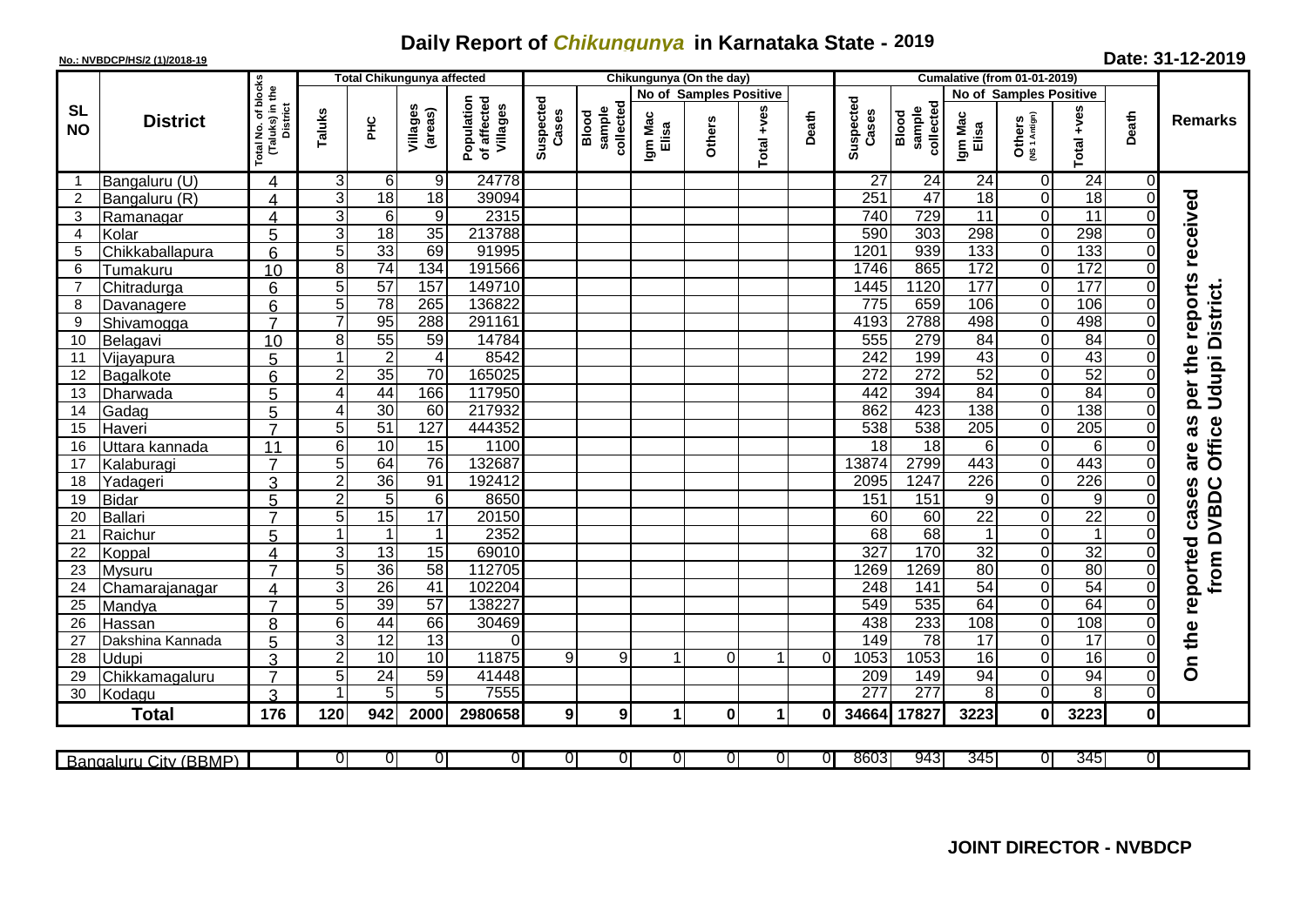# Daily Report of *Chikungunya* in Karnataka State - 2019

**No.: NVBDCP/HS/2 (1)/2018-19**

**Date: 31-12-2019**

| SL NO | District | Total No. of blocks (Taluks) in the District | Total Chikungunya affected | | | | Chikungunya (On the day) | | | | | | | Cumalative (from 01-01-2019) | | | | | | | Remarks |
|---|---|---|---|---|---|---|---|---|---|---|---|---|---|---|---|---|---|---|---|---|---|
| | | | | | | | | | No of Samples Positive | | | | | | | No of Samples Positive | | | | | |
| | | | Taluks | PHC | Villages (areas) | Population of affected Villages | Suspected Cases | Blood sample collected | Igm Mac Elisa | Others | Total +ves | Death | Suspected Cases | Blood sample collected | Igm Mac Elisa | Others (NS 1 Antign) | Total +ves | Death | |
| 1 | Bangaluru (U) | 4 | 3 | 6 | 9 | 24778 | | | | | | | 27 | 24 | 24 | 0 | 24 | 0 | On the reported cases are as per the reports received from DVBDC Office Udupi District. |
| 2 | Bangaluru (R) | 4 | 3 | 18 | 18 | 39094 | | | | | | | 251 | 47 | 18 | 0 | 18 | 0 | |
| 3 | Ramanagar | 4 | 3 | 6 | 9 | 2315 | | | | | | | 740 | 729 | 11 | 0 | 11 | 0 | |
| 4 | Kolar | 5 | 3 | 18 | 35 | 213788 | | | | | | | 590 | 303 | 298 | 0 | 298 | 0 | |
| 5 | Chikkaballapura | 6 | 5 | 33 | 69 | 91995 | | | | | | | 1201 | 939 | 133 | 0 | 133 | 0 | |
| 6 | Tumakuru | 10 | 8 | 74 | 134 | 191566 | | | | | | | 1746 | 865 | 172 | 0 | 172 | 0 | |
| 7 | Chitradurga | 6 | 5 | 57 | 157 | 149710 | | | | | | | 1445 | 1120 | 177 | 0 | 177 | 0 | |
| 8 | Davanagere | 6 | 5 | 78 | 265 | 136822 | | | | | | | 775 | 659 | 106 | 0 | 106 | 0 | |
| 9 | Shivamogga | 7 | 7 | 95 | 288 | 291161 | | | | | | | 4193 | 2788 | 498 | 0 | 498 | 0 | |
| 10 | Belagavi | 10 | 8 | 55 | 59 | 14784 | | | | | | | 555 | 279 | 84 | 0 | 84 | 0 | |
| 11 | Vijayapura | 5 | 1 | 2 | 4 | 8542 | | | | | | | 242 | 199 | 43 | 0 | 43 | 0 | |
| 12 | Bagalkote | 6 | 2 | 35 | 70 | 165025 | | | | | | | 272 | 272 | 52 | 0 | 52 | 0 | |
| 13 | Dharwada | 5 | 4 | 44 | 166 | 117950 | | | | | | | 442 | 394 | 84 | 0 | 84 | 0 | |
| 14 | Gadag | 5 | 4 | 30 | 60 | 217932 | | | | | | | 862 | 423 | 138 | 0 | 138 | 0 | |
| 15 | Haveri | 7 | 5 | 51 | 127 | 444352 | | | | | | | 538 | 538 | 205 | 0 | 205 | 0 | |
| 16 | Uttara kannada | 11 | 6 | 10 | 15 | 1100 | | | | | | | 18 | 18 | 6 | 0 | 6 | 0 | |
| 17 | Kalaburagi | 7 | 5 | 64 | 76 | 132687 | | | | | | | 13874 | 2799 | 443 | 0 | 443 | 0 | |
| 18 | Yadageri | 3 | 2 | 36 | 91 | 192412 | | | | | | | 2095 | 1247 | 226 | 0 | 226 | 0 | |
| 19 | Bidar | 5 | 2 | 5 | 6 | 8650 | | | | | | | 151 | 151 | 9 | 0 | 9 | 0 | |
| 20 | Ballari | 7 | 5 | 15 | 17 | 20150 | | | | | | | 60 | 60 | 22 | 0 | 22 | 0 | |
| 21 | Raichur | 5 | 1 | 1 | 1 | 2352 | | | | | | | 68 | 68 | 1 | 0 | 1 | 0 | |
| 22 | Koppal | 4 | 3 | 13 | 15 | 69010 | | | | | | | 327 | 170 | 32 | 0 | 32 | 0 | |
| 23 | Mysuru | 7 | 5 | 36 | 58 | 112705 | | | | | | | 1269 | 1269 | 80 | 0 | 80 | 0 | |
| 24 | Chamarajanagar | 4 | 3 | 26 | 41 | 102204 | | | | | | | 248 | 141 | 54 | 0 | 54 | 0 | |
| 25 | Mandya | 7 | 5 | 39 | 57 | 138227 | | | | | | | 549 | 535 | 64 | 0 | 64 | 0 | |
| 26 | Hassan | 8 | 6 | 44 | 66 | 30469 | | | | | | | 438 | 233 | 108 | 0 | 108 | 0 | |
| 27 | Dakshina Kannada | 5 | 3 | 12 | 13 | 0 | | | | | | | 149 | 78 | 17 | 0 | 17 | 0 | |
| 28 | Udupi | 3 | 2 | 10 | 10 | 11875 | 9 | 9 | 1 | 0 | 1 | 0 | 1053 | 1053 | 16 | 0 | 16 | 0 | |
| 29 | Chikkamagaluru | 7 | 5 | 24 | 59 | 41448 | | | | | | | 209 | 149 | 94 | 0 | 94 | 0 | |
| 30 | Kodagu | 3 | 1 | 5 | 5 | 7555 | | | | | | | 277 | 277 | 8 | 0 | 8 | 0 | |
| | **Total** | **176** | **120** | **942** | **2000** | **2980658** | **9** | **9** | **1** | **0** | **1** | **0** | **34664** | **17827** | **3223** | **0** | **3223** | **0** | |

| | | | | | | | | | | | | | | | | | | | |
|---|---|---|---|---|---|---|---|---|---|---|---|---|---|---|---|---|---|---|---|
| Bangaluru City (BBMP) | | 0 | 0 | 0 | 0 | 0 | 0 | 0 | 0 | 0 | 0 | 8603 | 943 | 345 | 0 | 345 | 0 | |

**JOINT DIRECTOR - NVBDCP**